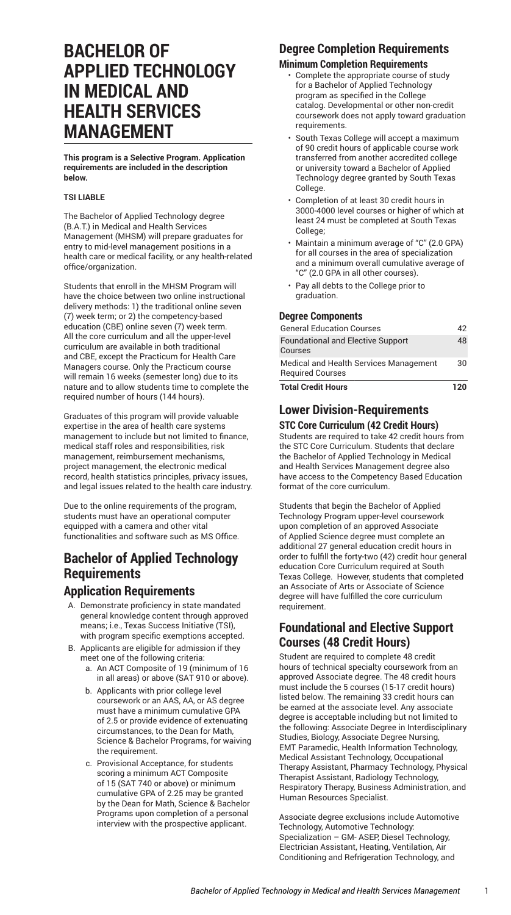# BACHELOR OF APPLIED TECHNOLOGY IN MEDICAL AND HEALTH SERVICES MANAGEMENT

**This program is a Selective Program. Application requirements are included in the description below.**

**TSI LIABLE**

The Bachelor of Applied Technology degree (B.A.T.) in Medical and Health Services Management (MHSM) will prepare graduates for entry to mid-level management positions in a health care or medical facility, or any health-related office/organization.

Students that enroll in the MHSM Program will have the choice between two online instructional delivery methods: 1) the traditional online seven (7) week term; or 2) the competency-based education (CBE) online seven (7) week term. All the core curriculum and all the upper-level curriculum are available in both traditional and CBE, except the Practicum for Health Care Managers course. Only the Practicum course will remain 16 weeks (semester long) due to its nature and to allow students time to complete the required number of hours (144 hours).

Graduates of this program will provide valuable expertise in the area of health care systems management to include but not limited to finance, medical staff roles and responsibilities, risk management, reimbursement mechanisms, project management, the electronic medical record, health statistics principles, privacy issues, and legal issues related to the health care industry.

Due to the online requirements of the program, students must have an operational computer equipped with a camera and other vital functionalities and software such as MS Office.

## Bachelor of Applied Technology Requirements

### Application Requirements

A. Demonstrate proficiency in state mandated general knowledge content through approved means; i.e., Texas Success Initiative (TSI), with program specific exemptions accepted.
B. Applicants are eligible for admission if they meet one of the following criteria:
   a. An ACT Composite of 19 (minimum of 16 in all areas) or above (SAT 910 or above).
   b. Applicants with prior college level coursework or an AAS, AA, or AS degree must have a minimum cumulative GPA of 2.5 or provide evidence of extenuating circumstances, to the Dean for Math, Science & Bachelor Programs, for waiving the requirement.
   c. Provisional Acceptance, for students scoring a minimum ACT Composite of 15 (SAT 740 or above) or minimum cumulative GPA of 2.25 may be granted by the Dean for Math, Science & Bachelor Programs upon completion of a personal interview with the prospective applicant.

## Degree Completion Requirements

### Minimum Completion Requirements

- Complete the appropriate course of study for a Bachelor of Applied Technology program as specified in the College catalog. Developmental or other non-credit coursework does not apply toward graduation requirements.
- South Texas College will accept a maximum of 90 credit hours of applicable course work transferred from another accredited college or university toward a Bachelor of Applied Technology degree granted by South Texas College.
- Completion of at least 30 credit hours in 3000-4000 level courses or higher of which at least 24 must be completed at South Texas College;
- Maintain a minimum average of "C" (2.0 GPA) for all courses in the area of specialization and a minimum overall cumulative average of "C" (2.0 GPA in all other courses).
- Pay all debts to the College prior to graduation.

### Degree Components

| | |
|---|---|
| General Education Courses | 42 |
| Foundational and Elective Support Courses | 48 |
| Medical and Health Services Management Required Courses | 30 |
| **Total Credit Hours** | **120** |

## Lower Division-Requirements

### STC Core Curriculum (42 Credit Hours)

Students are required to take 42 credit hours from the STC Core Curriculum. Students that declare the Bachelor of Applied Technology in Medical and Health Services Management degree also have access to the Competency Based Education format of the core curriculum.

Students that begin the Bachelor of Applied Technology Program upper-level coursework upon completion of an approved Associate of Applied Science degree must complete an additional 27 general education credit hours in order to fulfill the forty-two (42) credit hour general education Core Curriculum required at South Texas College. However, students that completed an Associate of Arts or Associate of Science degree will have fulfilled the core curriculum requirement.

## Foundational and Elective Support Courses (48 Credit Hours)

Student are required to complete 48 credit hours of technical specialty coursework from an approved Associate degree. The 48 credit hours must include the 5 courses (15-17 credit hours) listed below. The remaining 33 credit hours can be earned at the associate level. Any associate degree is acceptable including but not limited to the following: Associate Degree in Interdisciplinary Studies, Biology, Associate Degree Nursing, EMT Paramedic, Health Information Technology, Medical Assistant Technology, Occupational Therapy Assistant, Pharmacy Technology, Physical Therapist Assistant, Radiology Technology, Respiratory Therapy, Business Administration, and Human Resources Specialist.

Associate degree exclusions include Automotive Technology, Automotive Technology: Specialization – GM- ASEP, Diesel Technology, Electrician Assistant, Heating, Ventilation, Air Conditioning and Refrigeration Technology, and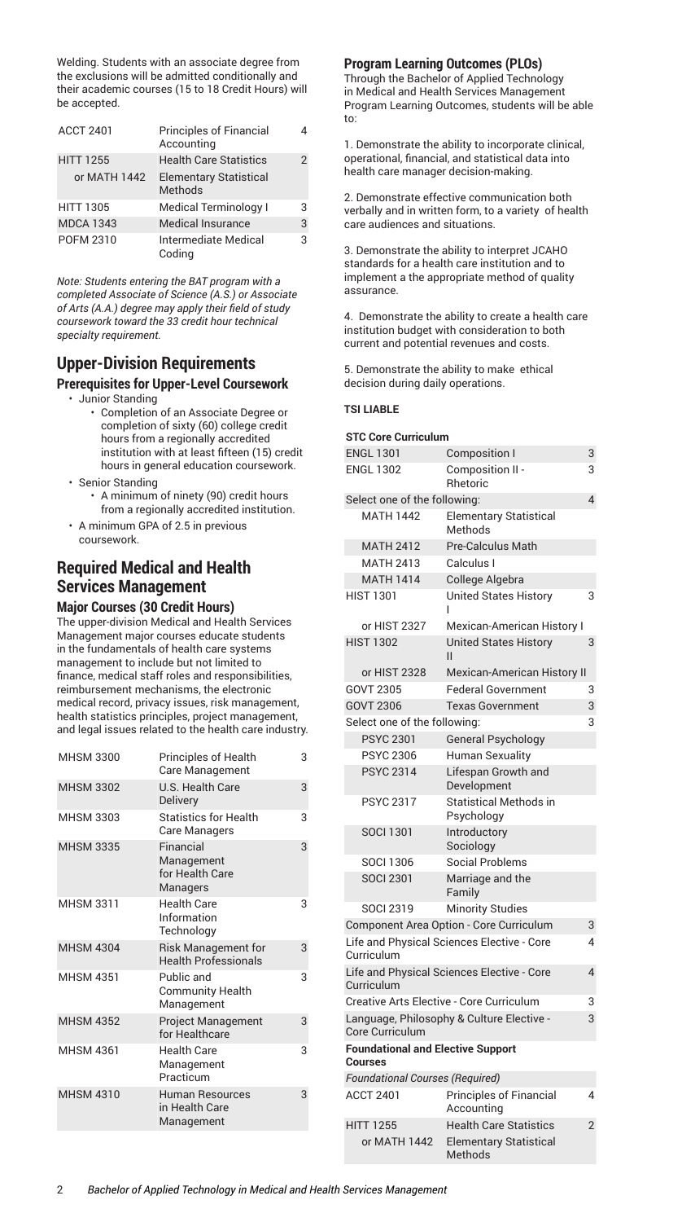Welding. Students with an associate degree from the exclusions will be admitted conditionally and their academic courses (15 to 18 Credit Hours) will be accepted.

| | | |
|---|---|---|
| ACCT 2401 | Principles of Financial Accounting | 4 |
| HITT 1255 | Health Care Statistics | 2 |
| or MATH 1442 | Elementary Statistical Methods | |
| HITT 1305 | Medical Terminology I | 3 |
| MDCA 1343 | Medical Insurance | 3 |
| POFM 2310 | Intermediate Medical Coding | 3 |

*Note: Students entering the BAT program with a completed Associate of Science (A.S.) or Associate of Arts (A.A.) degree may apply their field of study coursework toward the 33 credit hour technical specialty requirement.*

## Upper-Division Requirements

### Prerequisites for Upper-Level Coursework

- Junior Standing
  - Completion of an Associate Degree or completion of sixty (60) college credit hours from a regionally accredited institution with at least fifteen (15) credit hours in general education coursework.
- Senior Standing
  - A minimum of ninety (90) credit hours from a regionally accredited institution.
- A minimum GPA of 2.5 in previous coursework.

## Required Medical and Health Services Management

### Major Courses (30 Credit Hours)

The upper-division Medical and Health Services Management major courses educate students in the fundamentals of health care systems management to include but not limited to finance, medical staff roles and responsibilities, reimbursement mechanisms, the electronic medical record, privacy issues, risk management, health statistics principles, project management, and legal issues related to the health care industry.

| | | |
|---|---|---|
| MHSM 3300 | Principles of Health Care Management | 3 |
| MHSM 3302 | U.S. Health Care Delivery | 3 |
| MHSM 3303 | Statistics for Health Care Managers | 3 |
| MHSM 3335 | Financial Management for Health Care Managers | 3 |
| MHSM 3311 | Health Care Information Technology | 3 |
| MHSM 4304 | Risk Management for Health Professionals | 3 |
| MHSM 4351 | Public and Community Health Management | 3 |
| MHSM 4352 | Project Management for Healthcare | 3 |
| MHSM 4361 | Health Care Management Practicum | 3 |
| MHSM 4310 | Human Resources in Health Care Management | 3 |

### Program Learning Outcomes (PLOs)

Through the Bachelor of Applied Technology in Medical and Health Services Management Program Learning Outcomes, students will be able to:

1. Demonstrate the ability to incorporate clinical, operational, financial, and statistical data into health care manager decision-making.

2. Demonstrate effective communication both verbally and in written form, to a variety of health care audiences and situations.

3. Demonstrate the ability to interpret JCAHO standards for a health care institution and to implement a the appropriate method of quality assurance.

4. Demonstrate the ability to create a health care institution budget with consideration to both current and potential revenues and costs.

5. Demonstrate the ability to make ethical decision during daily operations.

**TSI LIABLE**

| STC Core Curriculum | | |
|---|---|---|
| ENGL 1301 | Composition I | 3 |
| ENGL 1302 | Composition II - Rhetoric | 3 |
| Select one of the following: | | 4 |
| MATH 1442 | Elementary Statistical Methods | |
| MATH 2412 | Pre-Calculus Math | |
| MATH 2413 | Calculus I | |
| MATH 1414 | College Algebra | |
| HIST 1301 | United States History I | 3 |
| or HIST 2327 | Mexican-American History I | |
| HIST 1302 | United States History II | 3 |
| or HIST 2328 | Mexican-American History II | |
| GOVT 2305 | Federal Government | 3 |
| GOVT 2306 | Texas Government | 3 |
| Select one of the following: | | 3 |
| PSYC 2301 | General Psychology | |
| PSYC 2306 | Human Sexuality | |
| PSYC 2314 | Lifespan Growth and Development | |
| PSYC 2317 | Statistical Methods in Psychology | |
| SOCI 1301 | Introductory Sociology | |
| SOCI 1306 | Social Problems | |
| SOCI 2301 | Marriage and the Family | |
| SOCI 2319 | Minority Studies | |
| Component Area Option - Core Curriculum | | 3 |
| Life and Physical Sciences Elective - Core Curriculum | | 4 |
| Life and Physical Sciences Elective - Core Curriculum | | 4 |
| Creative Arts Elective - Core Curriculum | | 3 |
| Language, Philosophy & Culture Elective - Core Curriculum | | 3 |
| **Foundational and Elective Support Courses** | | |
| *Foundational Courses (Required)* | | |
| ACCT 2401 | Principles of Financial Accounting | 4 |
| HITT 1255 | Health Care Statistics | 2 |
| or MATH 1442 | Elementary Statistical Methods | |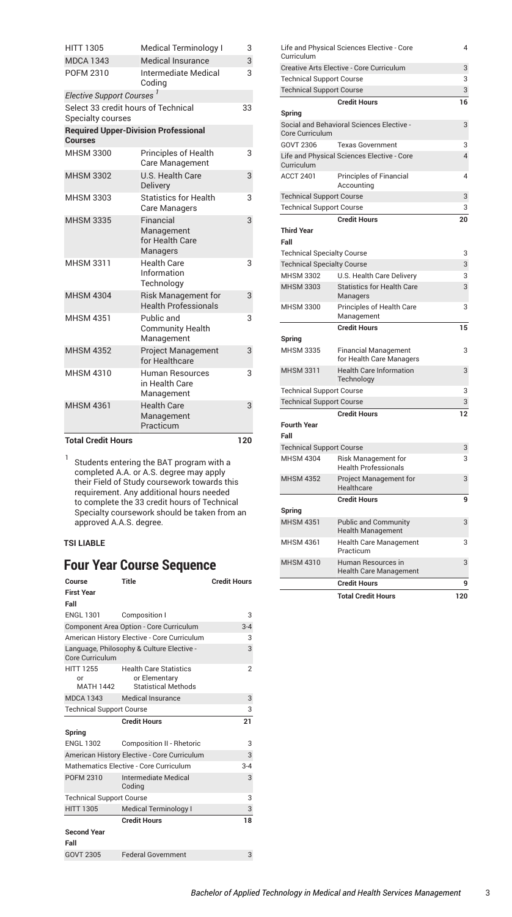| | | |
|---|---|---|
| HITT 1305 | Medical Terminology I | 3 |
| MDCA 1343 | Medical Insurance | 3 |
| POFM 2310 | Intermediate Medical Coding | 3 |
| *Elective Support Courses* [1] | | |
| Select 33 credit hours of Technical Specialty courses | | 33 |
| **Required Upper-Division Professional Courses** | | |
| MHSM 3300 | Principles of Health Care Management | 3 |
| MHSM 3302 | U.S. Health Care Delivery | 3 |
| MHSM 3303 | Statistics for Health Care Managers | 3 |
| MHSM 3335 | Financial Management for Health Care Managers | 3 |
| MHSM 3311 | Health Care Information Technology | 3 |
| MHSM 4304 | Risk Management for Health Professionals | 3 |
| MHSM 4351 | Public and Community Health Management | 3 |
| MHSM 4352 | Project Management for Healthcare | 3 |
| MHSM 4310 | Human Resources in Health Care Management | 3 |
| MHSM 4361 | Health Care Management Practicum | 3 |
| **Total Credit Hours** | | **120** |

[1] Students entering the BAT program with a completed A.A. or A.S. degree may apply their Field of Study coursework towards this requirement. Any additional hours needed to complete the 33 credit hours of Technical Specialty coursework should be taken from an approved A.A.S. degree.

**TSI LIABLE**

# Four Year Course Sequence

| Course | Title | Credit Hours |
|---|---|---|
| **First Year** | | |
| **Fall** | | |
| ENGL 1301 | Composition I | 3 |
| Component Area Option - Core Curriculum | | 3-4 |
| American History Elective - Core Curriculum | | 3 |
| Language, Philosophy & Culture Elective - Core Curriculum | | 3 |
| HITT 1255 or MATH 1442 | Health Care Statistics or Elementary Statistical Methods | 2 |
| MDCA 1343 | Medical Insurance | 3 |
| Technical Support Course | | 3 |
| | **Credit Hours** | **21** |
| **Spring** | | |
| ENGL 1302 | Composition II - Rhetoric | 3 |
| American History Elective - Core Curriculum | | 3 |
| Mathematics Elective - Core Curriculum | | 3-4 |
| POFM 2310 | Intermediate Medical Coding | 3 |
| Technical Support Course | | 3 |
| HITT 1305 | Medical Terminology I | 3 |
| | **Credit Hours** | **18** |
| **Second Year** | | |
| **Fall** | | |
| GOVT 2305 | Federal Government | 3 |
| Life and Physical Sciences Elective - Core Curriculum | | 4 |
| Creative Arts Elective - Core Curriculum | | 3 |
| Technical Support Course | | 3 |
| Technical Support Course | | 3 |
| | **Credit Hours** | **16** |
| **Spring** | | |
| Social and Behavioral Sciences Elective - Core Curriculum | | 3 |
| GOVT 2306 | Texas Government | 3 |
| Life and Physical Sciences Elective - Core Curriculum | | 4 |
| ACCT 2401 | Principles of Financial Accounting | 4 |
| Technical Support Course | | 3 |
| Technical Support Course | | 3 |
| | **Credit Hours** | **20** |
| **Third Year** | | |
| **Fall** | | |
| Technical Specialty Course | | 3 |
| Technical Specialty Course | | 3 |
| MHSM 3302 | U.S. Health Care Delivery | 3 |
| MHSM 3303 | Statistics for Health Care Managers | 3 |
| MHSM 3300 | Principles of Health Care Management | 3 |
| | **Credit Hours** | **15** |
| **Spring** | | |
| MHSM 3335 | Financial Management for Health Care Managers | 3 |
| MHSM 3311 | Health Care Information Technology | 3 |
| Technical Support Course | | 3 |
| Technical Support Course | | 3 |
| | **Credit Hours** | **12** |
| **Fourth Year** | | |
| **Fall** | | |
| Technical Support Course | | 3 |
| MHSM 4304 | Risk Management for Health Professionals | 3 |
| MHSM 4352 | Project Management for Healthcare | 3 |
| | **Credit Hours** | **9** |
| **Spring** | | |
| MHSM 4351 | Public and Community Health Management | 3 |
| MHSM 4361 | Health Care Management Practicum | 3 |
| MHSM 4310 | Human Resources in Health Care Management | 3 |
| | **Credit Hours** | **9** |
| | **Total Credit Hours** | **120** |